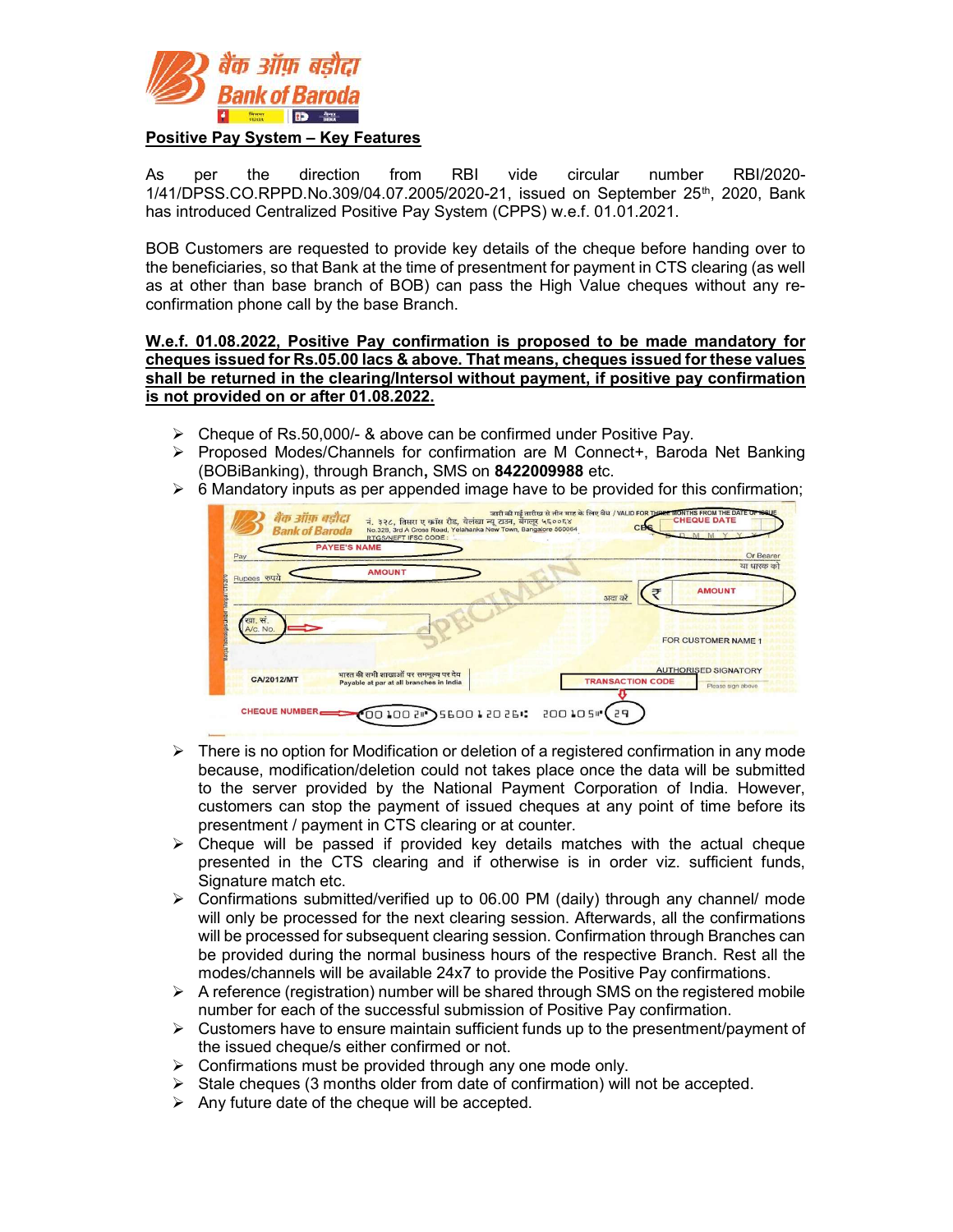**Positive Pay System – Key Features**

As per the direction from RBI vide circular number RBI/2020-1/41/DPSS.CO.RPPD.No.309/04.07.2005/2020-21, issued on September 25th, 2020, Bank has introduced Centralized Positive Pay System (CPPS) w.e.f. 01.01.2021.

BOB Customers are requested to provide key details of the cheque before handing over to the beneficiaries, so that Bank at the time of presentment for payment in CTS clearing (as well as at other than base branch of BOB) can pass the High Value cheques without any re-confirmation phone call by the base Branch.

**W.e.f. 01.08.2022, Positive Pay confirmation is proposed to be made mandatory for cheques issued for Rs.05.00 lacs & above. That means, cheques issued for these values shall be returned in the clearing/Intersol without payment, if positive pay confirmation is not provided on or after 01.08.2022.**

- Cheque of Rs.50,000/- & above can be confirmed under Positive Pay.
- Proposed Modes/Channels for confirmation are M Connect+, Baroda Net Banking (BOBiBanking), through Branch**,** SMS on **8422009988** etc.
- 6 Mandatory inputs as per appended image have to be provided for this confirmation;

- There is no option for Modification or deletion of a registered confirmation in any mode because, modification/deletion could not takes place once the data will be submitted to the server provided by the National Payment Corporation of India. However, customers can stop the payment of issued cheques at any point of time before its presentment / payment in CTS clearing or at counter.
- Cheque will be passed if provided key details matches with the actual cheque presented in the CTS clearing and if otherwise is in order viz. sufficient funds, Signature match etc.
- Confirmations submitted/verified up to 06.00 PM (daily) through any channel/ mode will only be processed for the next clearing session. Afterwards, all the confirmations will be processed for subsequent clearing session. Confirmation through Branches can be provided during the normal business hours of the respective Branch. Rest all the modes/channels will be available 24x7 to provide the Positive Pay confirmations.
- A reference (registration) number will be shared through SMS on the registered mobile number for each of the successful submission of Positive Pay confirmation.
- Customers have to ensure maintain sufficient funds up to the presentment/payment of the issued cheque/s either confirmed or not.
- Confirmations must be provided through any one mode only.
- Stale cheques (3 months older from date of confirmation) will not be accepted.
- Any future date of the cheque will be accepted.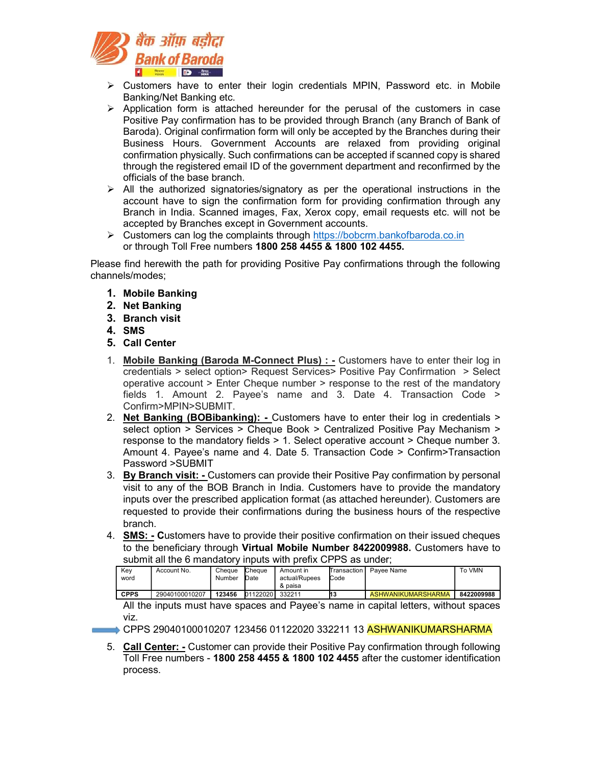- Customers have to enter their login credentials MPIN, Password etc. in Mobile Banking/Net Banking etc.
- Application form is attached hereunder for the perusal of the customers in case Positive Pay confirmation has to be provided through Branch (any Branch of Bank of Baroda). Original confirmation form will only be accepted by the Branches during their Business Hours. Government Accounts are relaxed from providing original confirmation physically. Such confirmations can be accepted if scanned copy is shared through the registered email ID of the government department and reconfirmed by the officials of the base branch.
- All the authorized signatories/signatory as per the operational instructions in the account have to sign the confirmation form for providing confirmation through any Branch in India. Scanned images, Fax, Xerox copy, email requests etc. will not be accepted by Branches except in Government accounts.
- Customers can log the complaints through https://bobcrm.bankofbaroda.co.in or through Toll Free numbers **1800 258 4455 & 1800 102 4455.**

Please find herewith the path for providing Positive Pay confirmations through the following channels/modes;

1. **Mobile Banking**
2. **Net Banking**
3. **Branch visit**
4. **SMS**
5. **Call Center**

1. **Mobile Banking (Baroda M-Connect Plus) : -** Customers have to enter their log in credentials > select option> Request Services> Positive Pay Confirmation > Select operative account > Enter Cheque number > response to the rest of the mandatory fields 1. Amount 2. Payee's name and 3. Date 4. Transaction Code > Confirm>MPIN>SUBMIT.
2. **Net Banking (BOBibanking): -** Customers have to enter their log in credentials > select option > Services > Cheque Book > Centralized Positive Pay Mechanism > response to the mandatory fields > 1. Select operative account > Cheque number 3. Amount 4. Payee's name and 4. Date 5. Transaction Code > Confirm>Transaction Password >SUBMIT
3. **By Branch visit: -** Customers can provide their Positive Pay confirmation by personal visit to any of the BOB Branch in India. Customers have to provide the mandatory inputs over the prescribed application format (as attached hereunder). Customers are requested to provide their confirmations during the business hours of the respective branch.
4. **SMS: -** **C**ustomers have to provide their positive confirmation on their issued cheques to the beneficiary through **Virtual Mobile Number 8422009988.** Customers have to submit all the 6 mandatory inputs with prefix CPPS as under;

| Key word | Account No. | Cheque Number | Cheque Date | Amount in actual/Rupees & paisa | Transaction Code | Payee Name | To VMN |
|---|---|---|---|---|---|---|---|
| **CPPS** | 29040100010207 | **123456** | 01122020 | 332211 | **13** | ASHWANIKUMARSHARMA | **8422009988** |

All the inputs must have spaces and Payee's name in capital letters, without spaces viz.

CPPS 29040100010207 123456 01122020 332211 13 ASHWANIKUMARSHARMA

5. **Call Center: -** Customer can provide their Positive Pay confirmation through following Toll Free numbers - **1800 258 4455 & 1800 102 4455** after the customer identification process.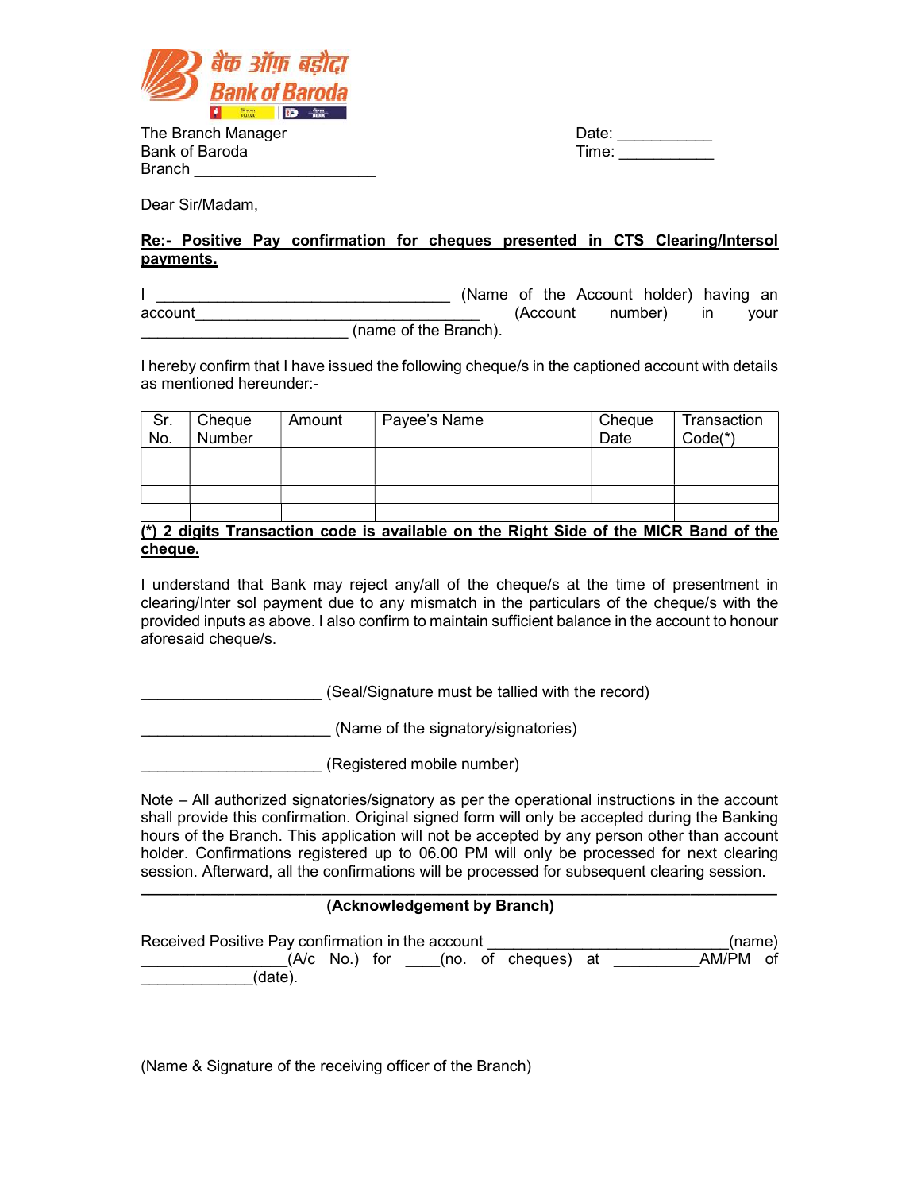बैंक ऑफ़ बड़ौदा
Bank of Baroda

The Branch Manager
Bank of Baroda
Branch ____________________

Date: ___________
Time: ___________

Dear Sir/Madam,

**Re:- Positive Pay confirmation for cheques presented in CTS Clearing/Intersol payments.**

I _________________________________ (Name of the Account holder) having an account_________________________________ (Account number) in your _______________________ (name of the Branch).

I hereby confirm that I have issued the following cheque/s in the captioned account with details as mentioned hereunder:-

| Sr. No. | Cheque Number | Amount | Payee's Name | Cheque Date | Transaction Code(*) |
|---|---|---|---|---|---|
| | | | | | |
| | | | | | |
| | | | | | |
| | | | | | |

**(*) 2 digits Transaction code is available on the Right Side of the MICR Band of the cheque.**

I understand that Bank may reject any/all of the cheque/s at the time of presentment in clearing/Inter sol payment due to any mismatch in the particulars of the cheque/s with the provided inputs as above. I also confirm to maintain sufficient balance in the account to honour aforesaid cheque/s.

____________________ (Seal/Signature must be tallied with the record)

_____________________ (Name of the signatory/signatories)

____________________ (Registered mobile number)

Note – All authorized signatories/signatory as per the operational instructions in the account shall provide this confirmation. Original signed form will only be accepted during the Banking hours of the Branch. This application will not be accepted by any person other than account holder. Confirmations registered up to 06.00 PM will only be processed for next clearing session. Afterward, all the confirmations will be processed for subsequent clearing session.

---

**(Acknowledgement by Branch)**

Received Positive Pay confirmation in the account ___________________________(name) ________________(A/c No.) for ____(no. of cheques) at _________AM/PM of ____________(date).

(Name & Signature of the receiving officer of the Branch)